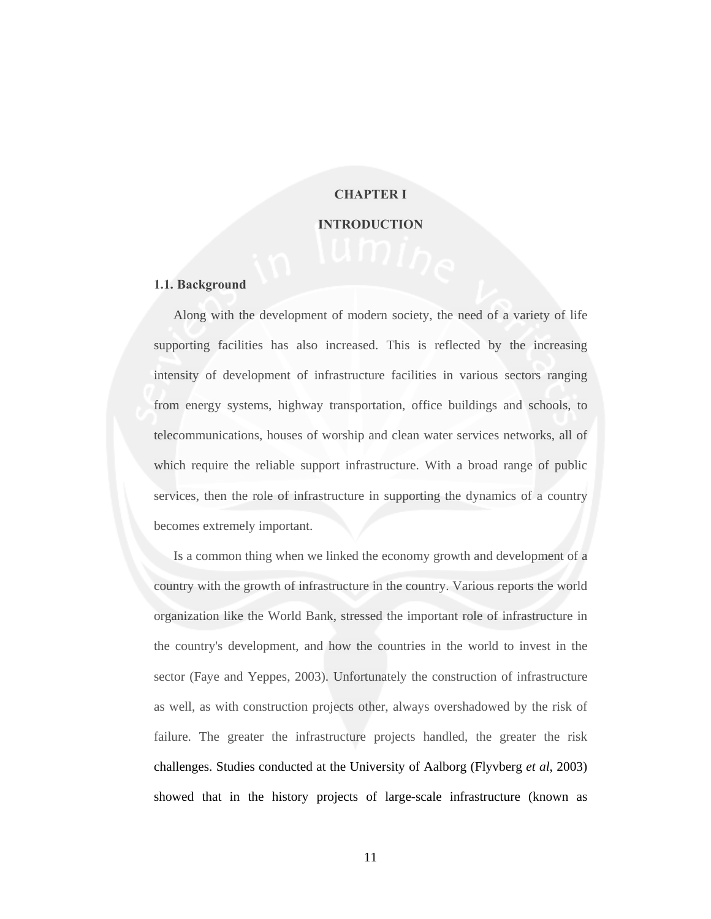# CHAPTER I

# INTRODUCTION

## 1.1. Background

Along with the development of modern society, the need of a variety of life supporting facilities has also increased. This is reflected by the increasing intensity of development of infrastructure facilities in various sectors ranging from energy systems, highway transportation, office buildings and schools, to telecommunications, houses of worship and clean water services networks, all of which require the reliable support infrastructure. With a broad range of public services, then the role of infrastructure in supporting the dynamics of a country becomes extremely important.

Is a common thing when we linked the economy growth and development of a country with the growth of infrastructure in the country. Various reports the world organization like the World Bank, stressed the important role of infrastructure in the country's development, and how the countries in the world to invest in the sector (Faye and Yeppes, 2003). Unfortunately the construction of infrastructure as well, as with construction projects other, always overshadowed by the risk of failure. The greater the infrastructure projects handled, the greater the risk challenges. Studies conducted at the University of Aalborg (Flyvberg *et al*, 2003) showed that in the history projects of large-scale infrastructure (known as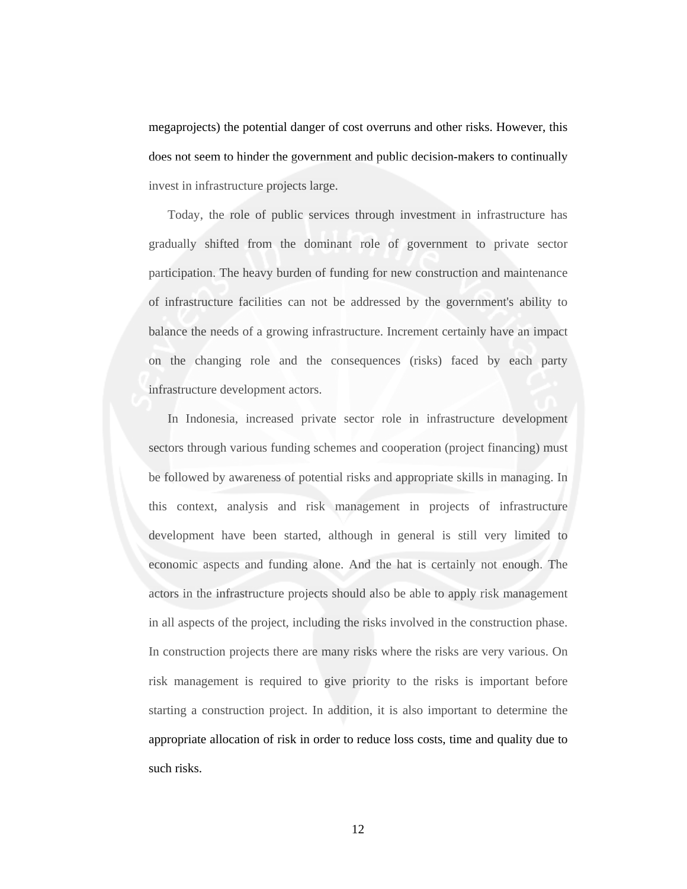megaprojects) the potential danger of cost overruns and other risks. However, this does not seem to hinder the government and public decision-makers to continually invest in infrastructure projects large.

Today, the role of public services through investment in infrastructure has gradually shifted from the dominant role of government to private sector participation. The heavy burden of funding for new construction and maintenance of infrastructure facilities can not be addressed by the government's ability to balance the needs of a growing infrastructure. Increment certainly have an impact on the changing role and the consequences (risks) faced by each party infrastructure development actors.

In Indonesia, increased private sector role in infrastructure development sectors through various funding schemes and cooperation (project financing) must be followed by awareness of potential risks and appropriate skills in managing. In this context, analysis and risk management in projects of infrastructure development have been started, although in general is still very limited to economic aspects and funding alone. And the hat is certainly not enough. The actors in the infrastructure projects should also be able to apply risk management in all aspects of the project, including the risks involved in the construction phase. In construction projects there are many risks where the risks are very various. On risk management is required to give priority to the risks is important before starting a construction project. In addition, it is also important to determine the appropriate allocation of risk in order to reduce loss costs, time and quality due to such risks.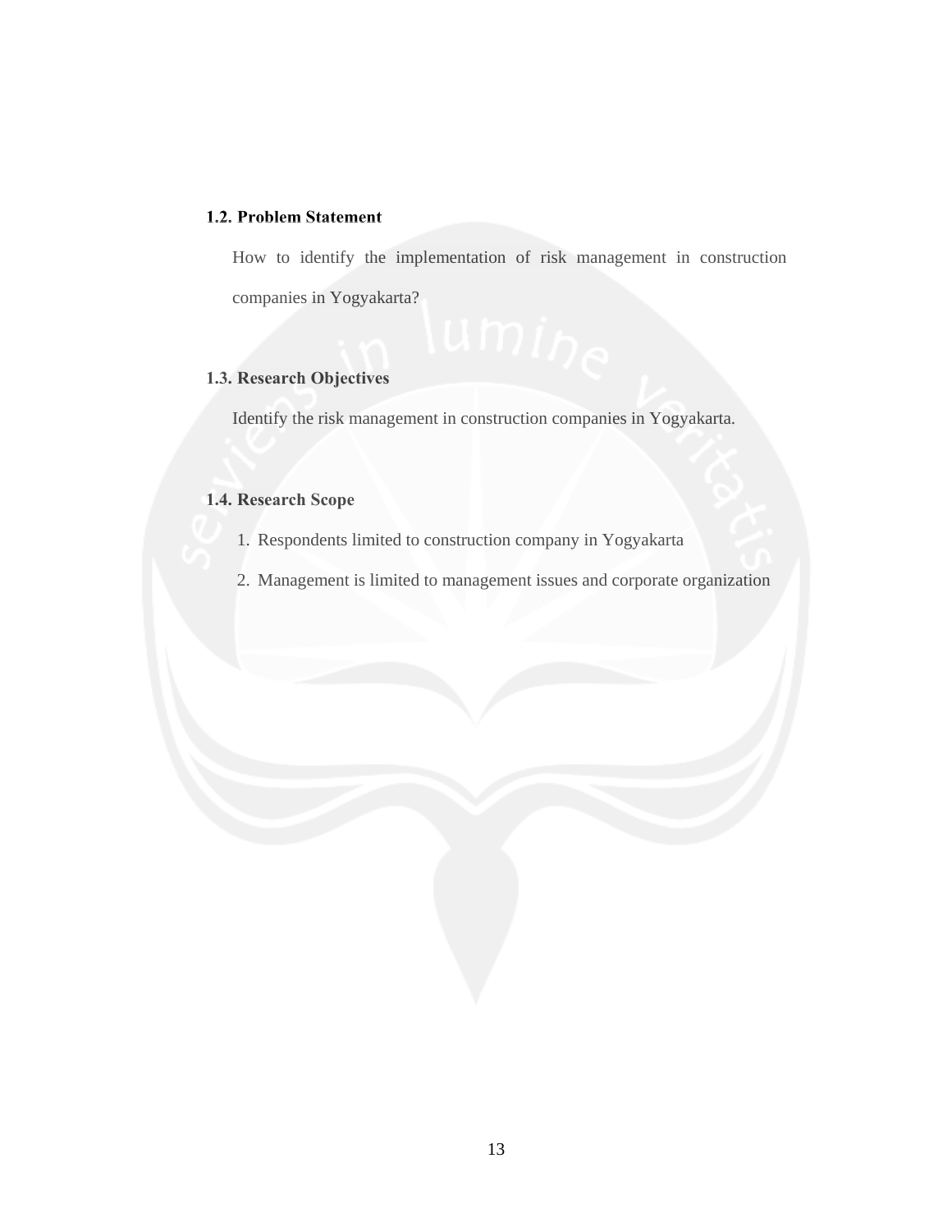### 1.2. Problem Statement

How to identify the implementation of risk management in construction companies in Yogyakarta?

### 1.3. Research Objectives

Identify the risk management in construction companies in Yogyakarta.

### 1.4. Research Scope

1. Respondents limited to construction company in Yogyakarta
2. Management is limited to management issues and corporate organization